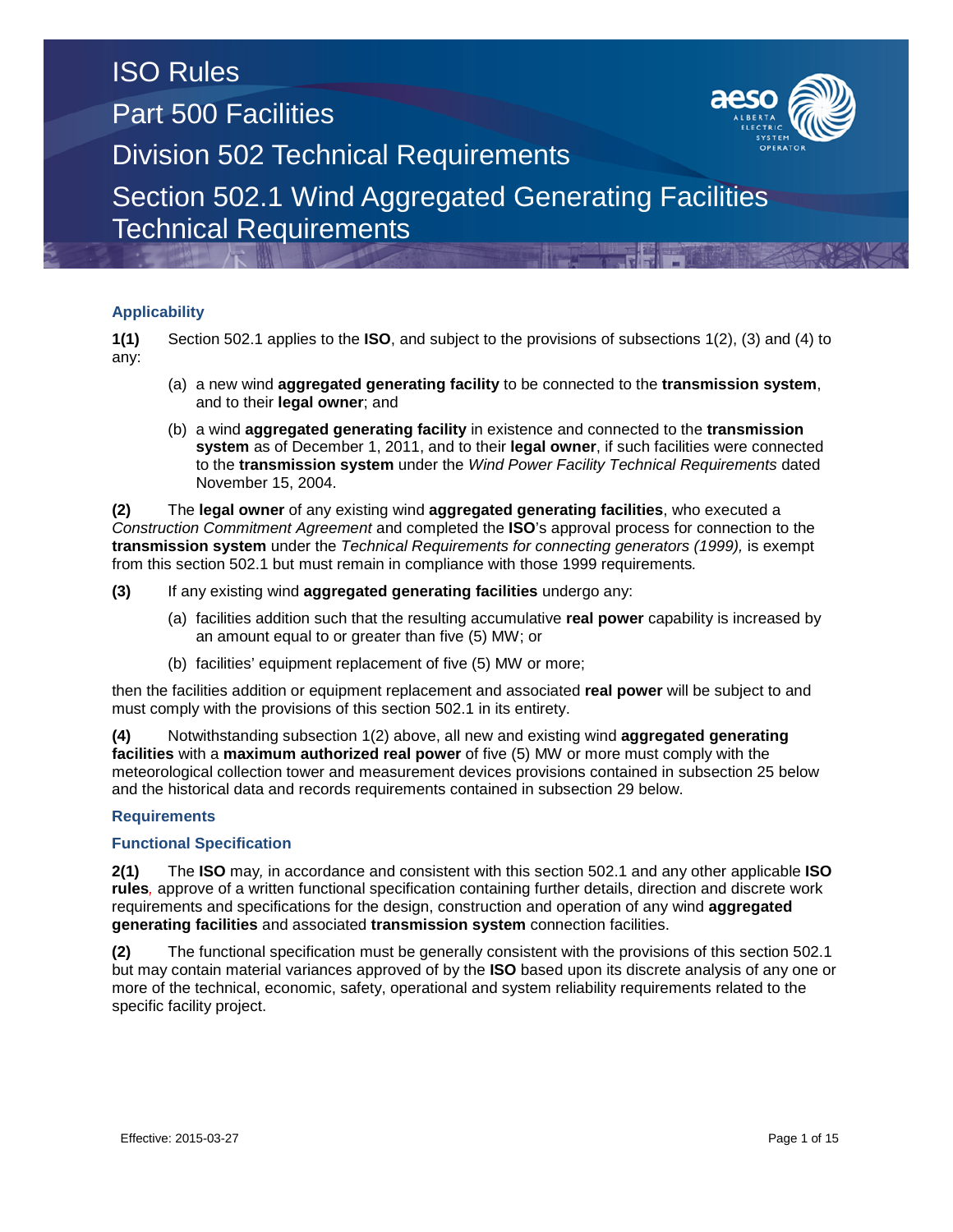# ISO Rules

# Part 500 Facilities

# Division 502 Technical Requirements

# Section 502.1 Wind Aggregated Generating Facilities Technical Requirements

## Applicability

**1(1)** Section 502.1 applies to the **ISO**, and subject to the provisions of subsections 1(2), (3) and (4) to any:

(a) a new wind **aggregated generating facility** to be connected to the **transmission system**, and to their **legal owner**; and

(b) a wind **aggregated generating facility** in existence and connected to the **transmission system** as of December 1, 2011, and to their **legal owner**, if such facilities were connected to the **transmission system** under the *Wind Power Facility Technical Requirements* dated November 15, 2004.

**(2)** The **legal owner** of any existing wind **aggregated generating facilities**, who executed a *Construction Commitment Agreement* and completed the **ISO**'s approval process for connection to the **transmission system** under the *Technical Requirements for connecting generators (1999),* is exempt from this section 502.1 but must remain in compliance with those 1999 requirements*.*

**(3)** If any existing wind **aggregated generating facilities** undergo any:

(a) facilities addition such that the resulting accumulative **real power** capability is increased by an amount equal to or greater than five (5) MW; or

(b) facilities' equipment replacement of five (5) MW or more;

then the facilities addition or equipment replacement and associated **real power** will be subject to and must comply with the provisions of this section 502.1 in its entirety.

**(4)** Notwithstanding subsection 1(2) above, all new and existing wind **aggregated generating facilities** with a **maximum authorized real power** of five (5) MW or more must comply with the meteorological collection tower and measurement devices provisions contained in subsection 25 below and the historical data and records requirements contained in subsection 29 below.

## Requirements

### Functional Specification

**2(1)** The **ISO** may*,* in accordance and consistent with this section 502.1 and any other applicable **ISO rules***,* approve of a written functional specification containing further details, direction and discrete work requirements and specifications for the design, construction and operation of any wind **aggregated generating facilities** and associated **transmission system** connection facilities.

**(2)** The functional specification must be generally consistent with the provisions of this section 502.1 but may contain material variances approved of by the **ISO** based upon its discrete analysis of any one or more of the technical, economic, safety, operational and system reliability requirements related to the specific facility project.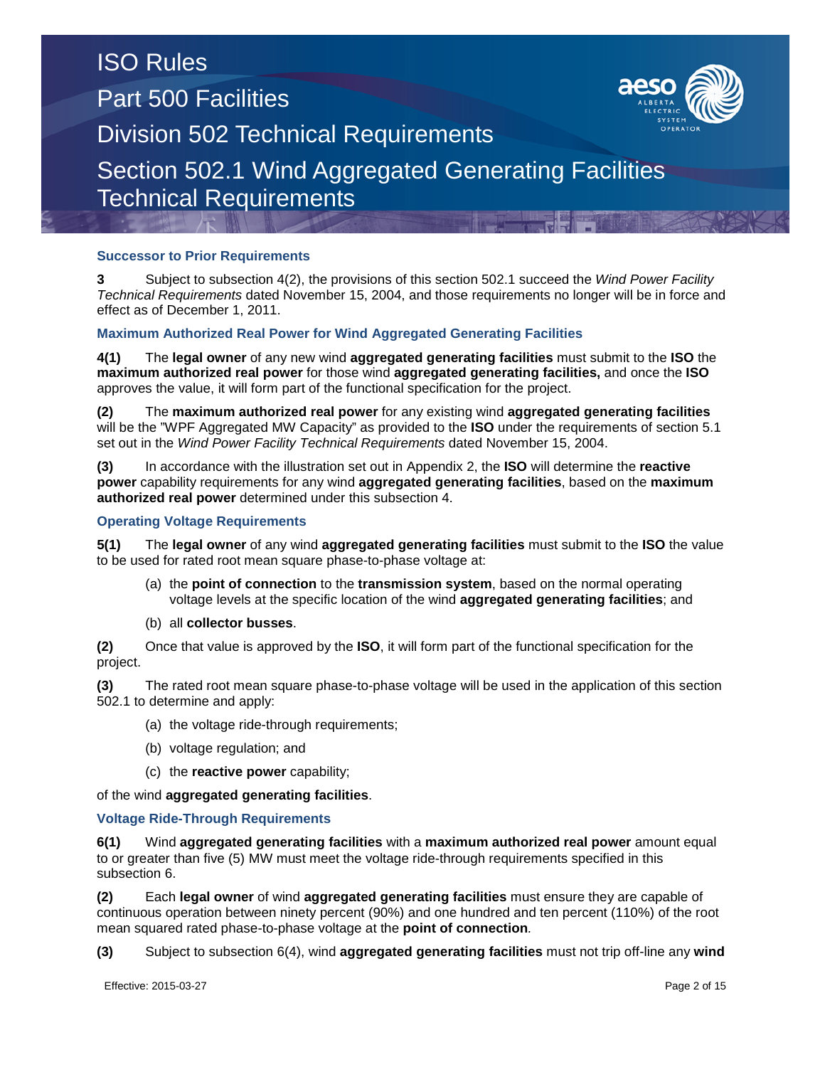### Successor to Prior Requirements

**3** Subject to subsection 4(2), the provisions of this section 502.1 succeed the *Wind Power Facility Technical Requirements* dated November 15, 2004, and those requirements no longer will be in force and effect as of December 1, 2011.

### Maximum Authorized Real Power for Wind Aggregated Generating Facilities

**4(1)** The **legal owner** of any new wind **aggregated generating facilities** must submit to the **ISO** the **maximum authorized real power** for those wind **aggregated generating facilities,** and once the **ISO** approves the value, it will form part of the functional specification for the project.

**(2)** The **maximum authorized real power** for any existing wind **aggregated generating facilities** will be the "WPF Aggregated MW Capacity" as provided to the **ISO** under the requirements of section 5.1 set out in the *Wind Power Facility Technical Requirements* dated November 15, 2004.

**(3)** In accordance with the illustration set out in Appendix 2, the **ISO** will determine the **reactive power** capability requirements for any wind **aggregated generating facilities**, based on the **maximum authorized real power** determined under this subsection 4.

### Operating Voltage Requirements

**5(1)** The **legal owner** of any wind **aggregated generating facilities** must submit to the **ISO** the value to be used for rated root mean square phase-to-phase voltage at:

(a) the **point of connection** to the **transmission system**, based on the normal operating voltage levels at the specific location of the wind **aggregated generating facilities**; and

(b) all **collector busses**.

**(2)** Once that value is approved by the **ISO**, it will form part of the functional specification for the project.

**(3)** The rated root mean square phase-to-phase voltage will be used in the application of this section 502.1 to determine and apply:

(a) the voltage ride-through requirements;

(b) voltage regulation; and

(c) the **reactive power** capability;

of the wind **aggregated generating facilities**.

### Voltage Ride-Through Requirements

**6(1)** Wind **aggregated generating facilities** with a **maximum authorized real power** amount equal to or greater than five (5) MW must meet the voltage ride-through requirements specified in this subsection 6.

**(2)** Each **legal owner** of wind **aggregated generating facilities** must ensure they are capable of continuous operation between ninety percent (90%) and one hundred and ten percent (110%) of the root mean squared rated phase-to-phase voltage at the **point of connection**.

**(3)** Subject to subsection 6(4), wind **aggregated generating facilities** must not trip off-line any **wind**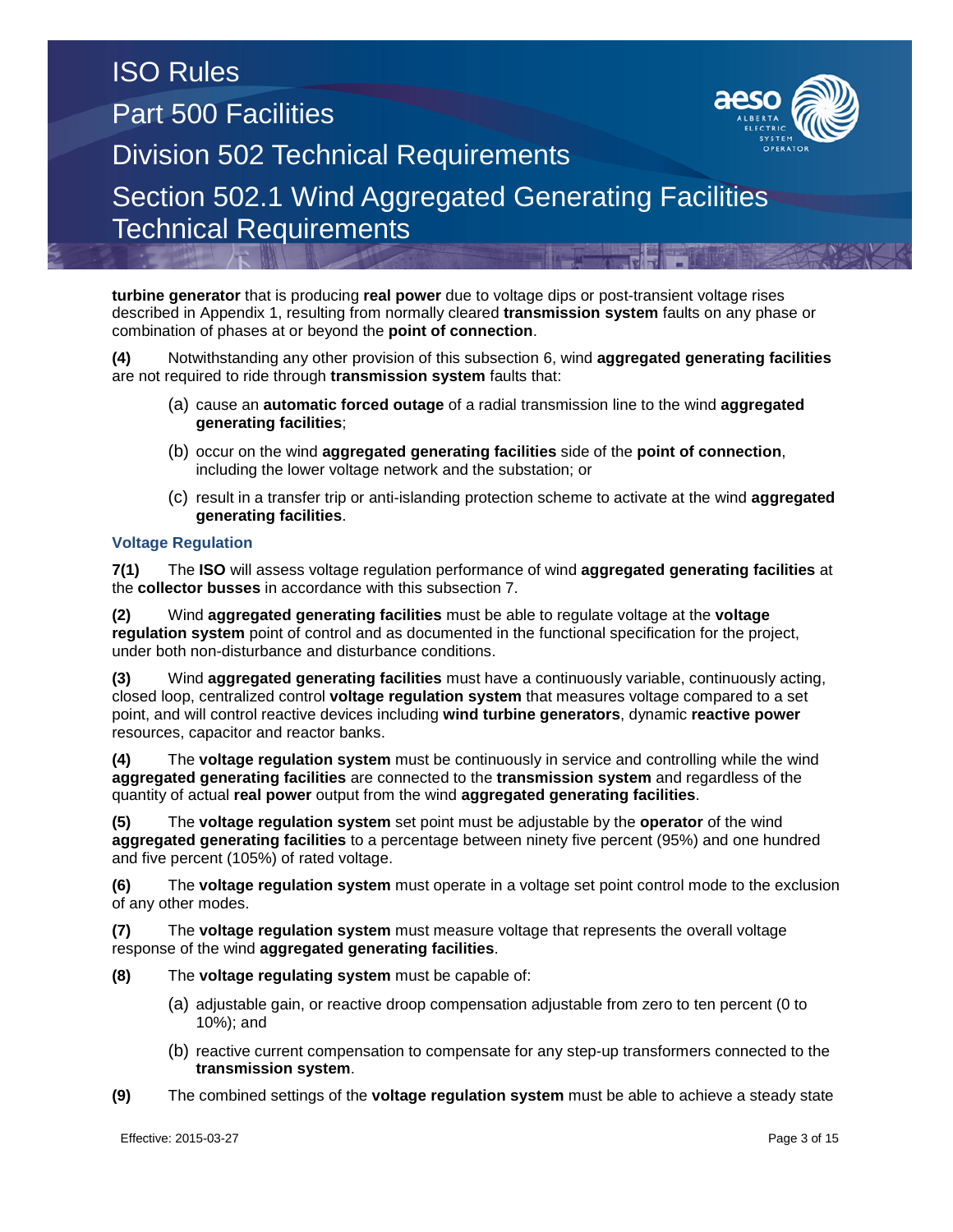**turbine generator** that is producing **real power** due to voltage dips or post-transient voltage rises described in Appendix 1, resulting from normally cleared **transmission system** faults on any phase or combination of phases at or beyond the **point of connection**.

**(4)** Notwithstanding any other provision of this subsection 6, wind **aggregated generating facilities** are not required to ride through **transmission system** faults that:

(a) cause an **automatic forced outage** of a radial transmission line to the wind **aggregated generating facilities**;

(b) occur on the wind **aggregated generating facilities** side of the **point of connection**, including the lower voltage network and the substation; or

(c) result in a transfer trip or anti-islanding protection scheme to activate at the wind **aggregated generating facilities**.

### Voltage Regulation

**7(1)** The **ISO** will assess voltage regulation performance of wind **aggregated generating facilities** at the **collector busses** in accordance with this subsection 7.

**(2)** Wind **aggregated generating facilities** must be able to regulate voltage at the **voltage regulation system** point of control and as documented in the functional specification for the project, under both non-disturbance and disturbance conditions.

**(3)** Wind **aggregated generating facilities** must have a continuously variable, continuously acting, closed loop, centralized control **voltage regulation system** that measures voltage compared to a set point, and will control reactive devices including **wind turbine generators**, dynamic **reactive power** resources, capacitor and reactor banks.

**(4)** The **voltage regulation system** must be continuously in service and controlling while the wind **aggregated generating facilities** are connected to the **transmission system** and regardless of the quantity of actual **real power** output from the wind **aggregated generating facilities**.

**(5)** The **voltage regulation system** set point must be adjustable by the **operator** of the wind **aggregated generating facilities** to a percentage between ninety five percent (95%) and one hundred and five percent (105%) of rated voltage.

**(6)** The **voltage regulation system** must operate in a voltage set point control mode to the exclusion of any other modes.

**(7)** The **voltage regulation system** must measure voltage that represents the overall voltage response of the wind **aggregated generating facilities**.

**(8)** The **voltage regulating system** must be capable of:

(a) adjustable gain, or reactive droop compensation adjustable from zero to ten percent (0 to 10%); and

(b) reactive current compensation to compensate for any step-up transformers connected to the **transmission system**.

**(9)** The combined settings of the **voltage regulation system** must be able to achieve a steady state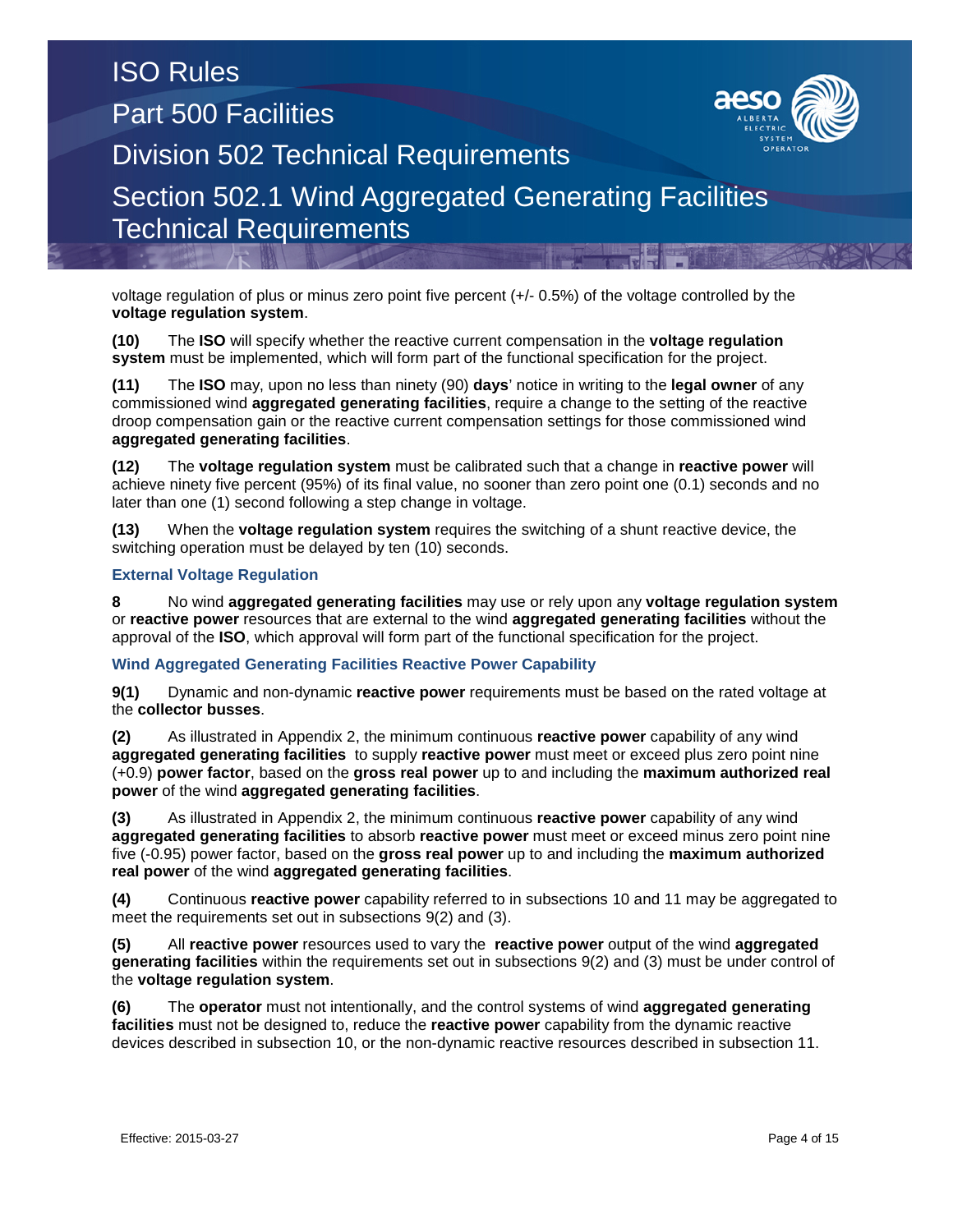voltage regulation of plus or minus zero point five percent (+/- 0.5%) of the voltage controlled by the **voltage regulation system**.

**(10)** The **ISO** will specify whether the reactive current compensation in the **voltage regulation system** must be implemented, which will form part of the functional specification for the project.

**(11)** The **ISO** may, upon no less than ninety (90) **days**' notice in writing to the **legal owner** of any commissioned wind **aggregated generating facilities**, require a change to the setting of the reactive droop compensation gain or the reactive current compensation settings for those commissioned wind **aggregated generating facilities**.

**(12)** The **voltage regulation system** must be calibrated such that a change in **reactive power** will achieve ninety five percent (95%) of its final value, no sooner than zero point one (0.1) seconds and no later than one (1) second following a step change in voltage.

**(13)** When the **voltage regulation system** requires the switching of a shunt reactive device, the switching operation must be delayed by ten (10) seconds.

### External Voltage Regulation

**8** No wind **aggregated generating facilities** may use or rely upon any **voltage regulation system** or **reactive power** resources that are external to the wind **aggregated generating facilities** without the approval of the **ISO**, which approval will form part of the functional specification for the project.

### Wind Aggregated Generating Facilities Reactive Power Capability

**9(1)** Dynamic and non-dynamic **reactive power** requirements must be based on the rated voltage at the **collector busses**.

**(2)** As illustrated in Appendix 2, the minimum continuous **reactive power** capability of any wind **aggregated generating facilities** to supply **reactive power** must meet or exceed plus zero point nine (+0.9) **power factor**, based on the **gross real power** up to and including the **maximum authorized real power** of the wind **aggregated generating facilities**.

**(3)** As illustrated in Appendix 2, the minimum continuous **reactive power** capability of any wind **aggregated generating facilities** to absorb **reactive power** must meet or exceed minus zero point nine five (-0.95) power factor, based on the **gross real power** up to and including the **maximum authorized real power** of the wind **aggregated generating facilities**.

**(4)** Continuous **reactive power** capability referred to in subsections 10 and 11 may be aggregated to meet the requirements set out in subsections 9(2) and (3).

**(5)** All **reactive power** resources used to vary the **reactive power** output of the wind **aggregated generating facilities** within the requirements set out in subsections 9(2) and (3) must be under control of the **voltage regulation system**.

**(6)** The **operator** must not intentionally, and the control systems of wind **aggregated generating facilities** must not be designed to, reduce the **reactive power** capability from the dynamic reactive devices described in subsection 10, or the non-dynamic reactive resources described in subsection 11.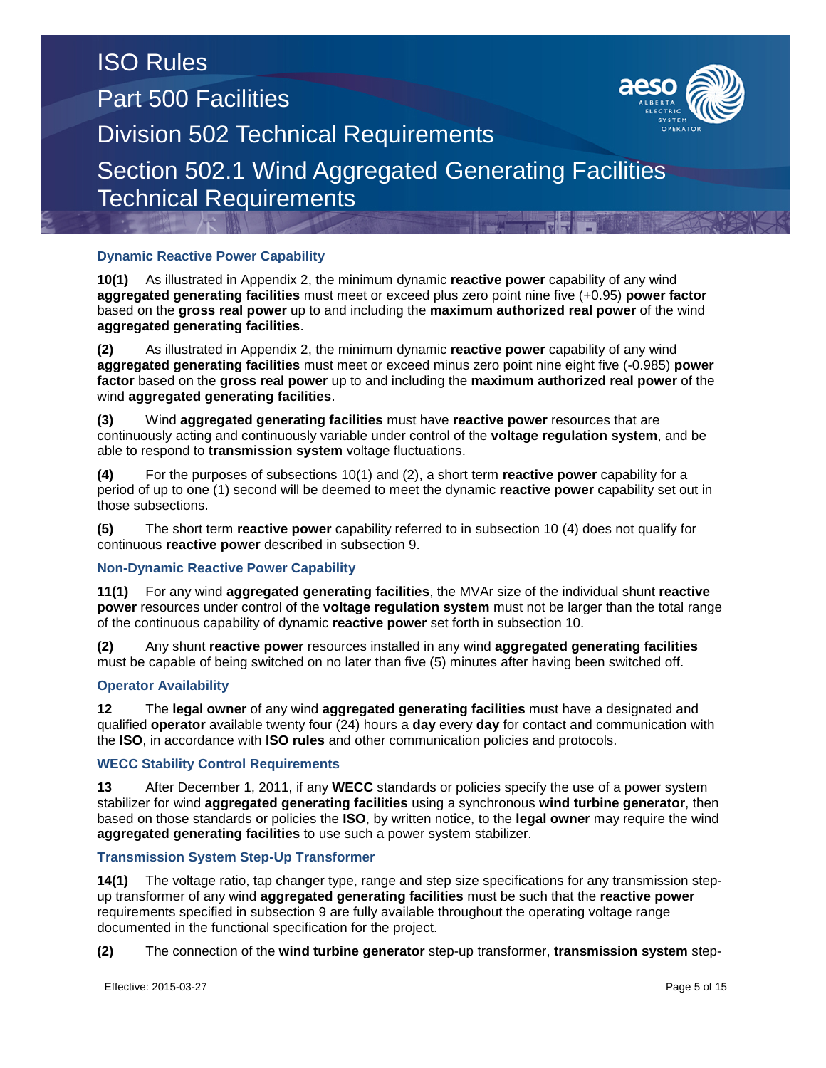### Dynamic Reactive Power Capability

**10(1)** As illustrated in Appendix 2, the minimum dynamic **reactive power** capability of any wind **aggregated generating facilities** must meet or exceed plus zero point nine five (+0.95) **power factor** based on the **gross real power** up to and including the **maximum authorized real power** of the wind **aggregated generating facilities**.

**(2)** As illustrated in Appendix 2, the minimum dynamic **reactive power** capability of any wind **aggregated generating facilities** must meet or exceed minus zero point nine eight five (-0.985) **power factor** based on the **gross real power** up to and including the **maximum authorized real power** of the wind **aggregated generating facilities**.

**(3)** Wind **aggregated generating facilities** must have **reactive power** resources that are continuously acting and continuously variable under control of the **voltage regulation system**, and be able to respond to **transmission system** voltage fluctuations.

**(4)** For the purposes of subsections 10(1) and (2), a short term **reactive power** capability for a period of up to one (1) second will be deemed to meet the dynamic **reactive power** capability set out in those subsections.

**(5)** The short term **reactive power** capability referred to in subsection 10 (4) does not qualify for continuous **reactive power** described in subsection 9.

### Non-Dynamic Reactive Power Capability

**11(1)** For any wind **aggregated generating facilities**, the MVAr size of the individual shunt **reactive power** resources under control of the **voltage regulation system** must not be larger than the total range of the continuous capability of dynamic **reactive power** set forth in subsection 10.

**(2)** Any shunt **reactive power** resources installed in any wind **aggregated generating facilities** must be capable of being switched on no later than five (5) minutes after having been switched off.

### Operator Availability

**12** The **legal owner** of any wind **aggregated generating facilities** must have a designated and qualified **operator** available twenty four (24) hours a **day** every **day** for contact and communication with the **ISO**, in accordance with **ISO rules** and other communication policies and protocols.

### WECC Stability Control Requirements

**13** After December 1, 2011, if any **WECC** standards or policies specify the use of a power system stabilizer for wind **aggregated generating facilities** using a synchronous **wind turbine generator**, then based on those standards or policies the **ISO**, by written notice, to the **legal owner** may require the wind **aggregated generating facilities** to use such a power system stabilizer.

### Transmission System Step-Up Transformer

**14(1)** The voltage ratio, tap changer type, range and step size specifications for any transmission step-up transformer of any wind **aggregated generating facilities** must be such that the **reactive power** requirements specified in subsection 9 are fully available throughout the operating voltage range documented in the functional specification for the project.

**(2)** The connection of the **wind turbine generator** step-up transformer, **transmission system** step-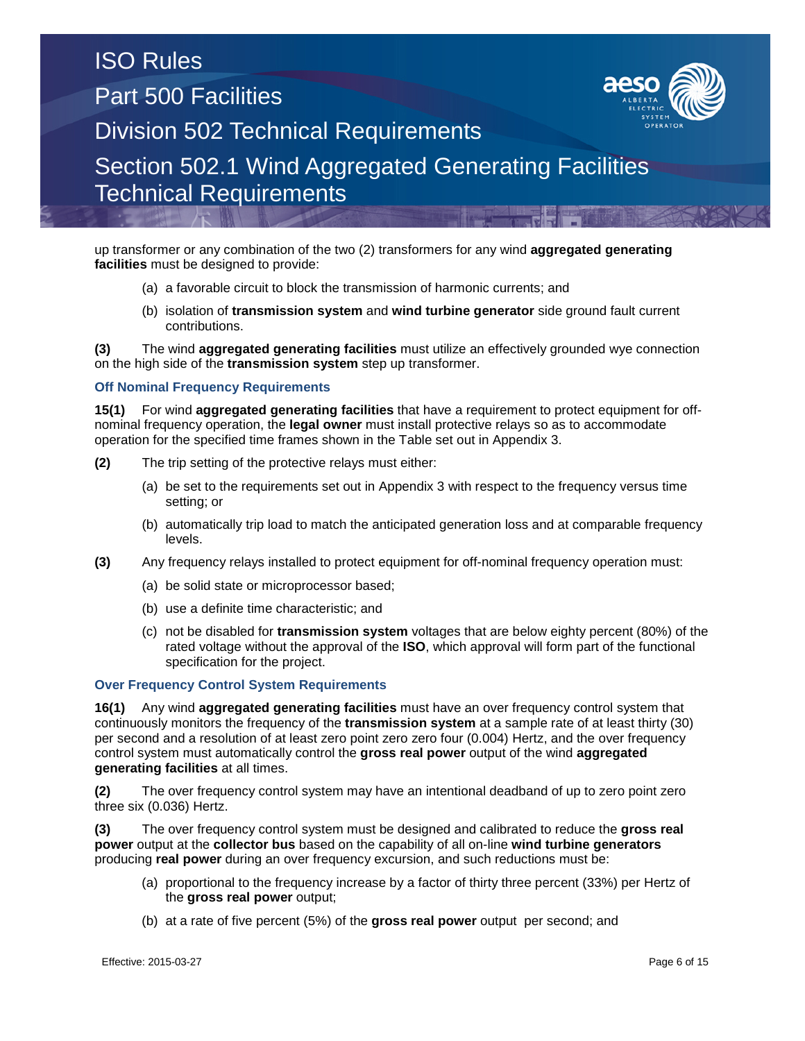up transformer or any combination of the two (2) transformers for any wind **aggregated generating facilities** must be designed to provide:

(a) a favorable circuit to block the transmission of harmonic currents; and

(b) isolation of **transmission system** and **wind turbine generator** side ground fault current contributions.

**(3)** The wind **aggregated generating facilities** must utilize an effectively grounded wye connection on the high side of the **transmission system** step up transformer.

### Off Nominal Frequency Requirements

**15(1)** For wind **aggregated generating facilities** that have a requirement to protect equipment for off-nominal frequency operation, the **legal owner** must install protective relays so as to accommodate operation for the specified time frames shown in the Table set out in Appendix 3.

**(2)** The trip setting of the protective relays must either:

(a) be set to the requirements set out in Appendix 3 with respect to the frequency versus time setting; or

(b) automatically trip load to match the anticipated generation loss and at comparable frequency levels.

**(3)** Any frequency relays installed to protect equipment for off-nominal frequency operation must:

(a) be solid state or microprocessor based;

(b) use a definite time characteristic; and

(c) not be disabled for **transmission system** voltages that are below eighty percent (80%) of the rated voltage without the approval of the **ISO**, which approval will form part of the functional specification for the project.

### Over Frequency Control System Requirements

**16(1)** Any wind **aggregated generating facilities** must have an over frequency control system that continuously monitors the frequency of the **transmission system** at a sample rate of at least thirty (30) per second and a resolution of at least zero point zero zero four (0.004) Hertz, and the over frequency control system must automatically control the **gross real power** output of the wind **aggregated generating facilities** at all times.

**(2)** The over frequency control system may have an intentional deadband of up to zero point zero three six (0.036) Hertz.

**(3)** The over frequency control system must be designed and calibrated to reduce the **gross real power** output at the **collector bus** based on the capability of all on-line **wind turbine generators** producing **real power** during an over frequency excursion, and such reductions must be:

(a) proportional to the frequency increase by a factor of thirty three percent (33%) per Hertz of the **gross real power** output;

(b) at a rate of five percent (5%) of the **gross real power** output per second; and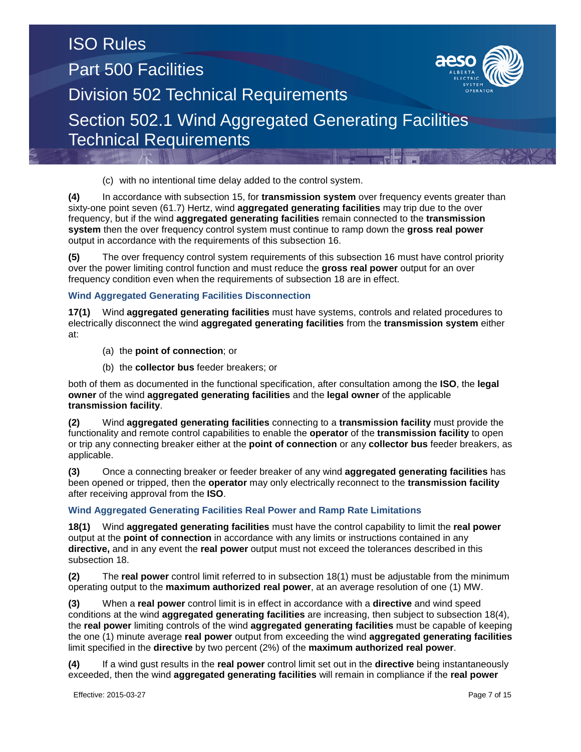(c) with no intentional time delay added to the control system.

**(4)** In accordance with subsection 15, for **transmission system** over frequency events greater than sixty-one point seven (61.7) Hertz, wind **aggregated generating facilities** may trip due to the over frequency, but if the wind **aggregated generating facilities** remain connected to the **transmission system** then the over frequency control system must continue to ramp down the **gross real power** output in accordance with the requirements of this subsection 16.

**(5)** The over frequency control system requirements of this subsection 16 must have control priority over the power limiting control function and must reduce the **gross real power** output for an over frequency condition even when the requirements of subsection 18 are in effect.

### Wind Aggregated Generating Facilities Disconnection

**17(1)** Wind **aggregated generating facilities** must have systems, controls and related procedures to electrically disconnect the wind **aggregated generating facilities** from the **transmission system** either at:

(a) the **point of connection**; or

(b) the **collector bus** feeder breakers; or

both of them as documented in the functional specification, after consultation among the **ISO**, the **legal owner** of the wind **aggregated generating facilities** and the **legal owner** of the applicable **transmission facility**.

**(2)** Wind **aggregated generating facilities** connecting to a **transmission facility** must provide the functionality and remote control capabilities to enable the **operator** of the **transmission facility** to open or trip any connecting breaker either at the **point of connection** or any **collector bus** feeder breakers, as applicable.

**(3)** Once a connecting breaker or feeder breaker of any wind **aggregated generating facilities** has been opened or tripped, then the **operator** may only electrically reconnect to the **transmission facility** after receiving approval from the **ISO**.

### Wind Aggregated Generating Facilities Real Power and Ramp Rate Limitations

**18(1)** Wind **aggregated generating facilities** must have the control capability to limit the **real power** output at the **point of connection** in accordance with any limits or instructions contained in any **directive,** and in any event the **real power** output must not exceed the tolerances described in this subsection 18.

**(2)** The **real power** control limit referred to in subsection 18(1) must be adjustable from the minimum operating output to the **maximum authorized real power**, at an average resolution of one (1) MW.

**(3)** When a **real power** control limit is in effect in accordance with a **directive** and wind speed conditions at the wind **aggregated generating facilities** are increasing, then subject to subsection 18(4), the **real power** limiting controls of the wind **aggregated generating facilities** must be capable of keeping the one (1) minute average **real power** output from exceeding the wind **aggregated generating facilities** limit specified in the **directive** by two percent (2%) of the **maximum authorized real power**.

**(4)** If a wind gust results in the **real power** control limit set out in the **directive** being instantaneously exceeded, then the wind **aggregated generating facilities** will remain in compliance if the **real power**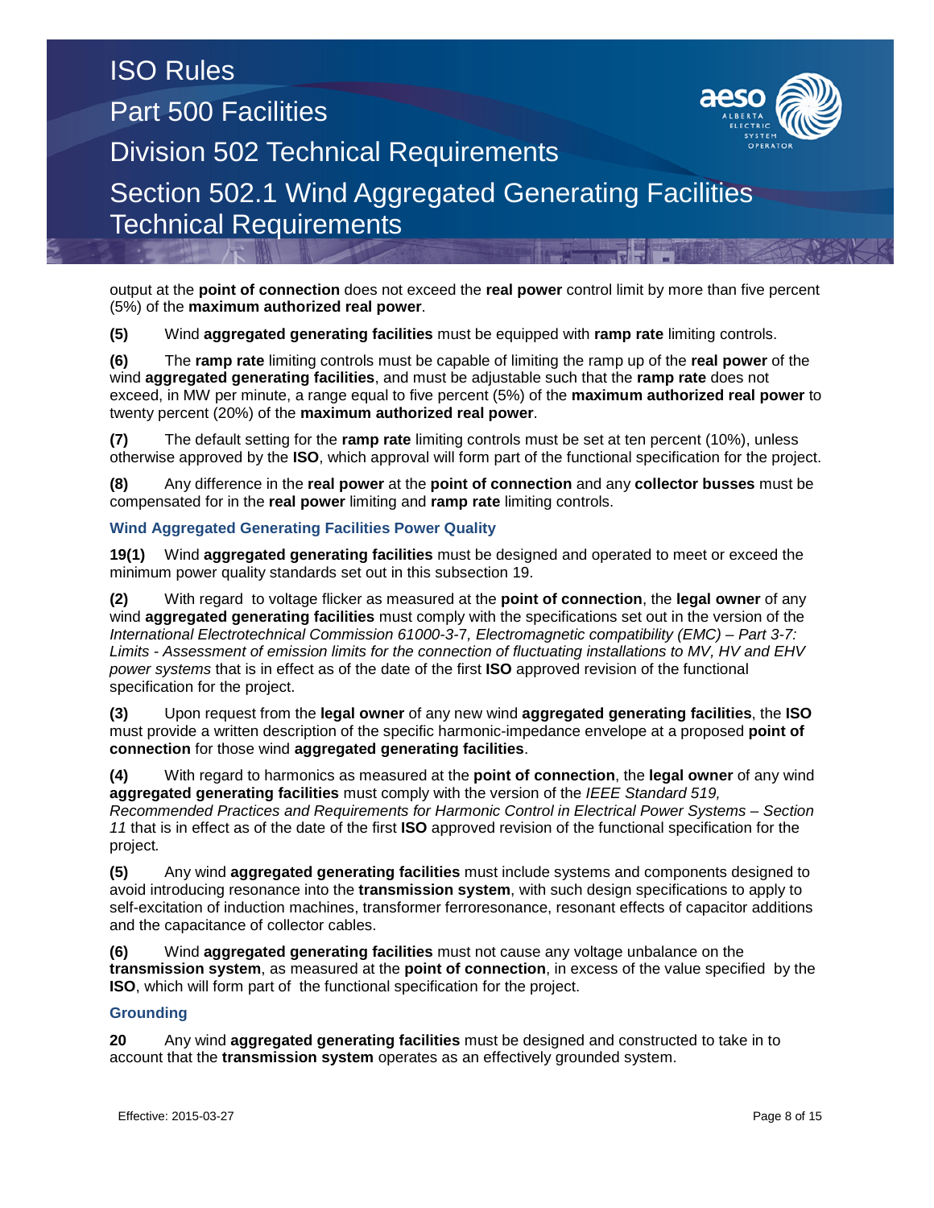output at the **point of connection** does not exceed the **real power** control limit by more than five percent (5%) of the **maximum authorized real power**.

**(5)** Wind **aggregated generating facilities** must be equipped with **ramp rate** limiting controls.

**(6)** The **ramp rate** limiting controls must be capable of limiting the ramp up of the **real power** of the wind **aggregated generating facilities**, and must be adjustable such that the **ramp rate** does not exceed, in MW per minute, a range equal to five percent (5%) of the **maximum authorized real power** to twenty percent (20%) of the **maximum authorized real power**.

**(7)** The default setting for the **ramp rate** limiting controls must be set at ten percent (10%), unless otherwise approved by the **ISO**, which approval will form part of the functional specification for the project.

**(8)** Any difference in the **real power** at the **point of connection** and any **collector busses** must be compensated for in the **real power** limiting and **ramp rate** limiting controls.

### Wind Aggregated Generating Facilities Power Quality

**19(1)** Wind **aggregated generating facilities** must be designed and operated to meet or exceed the minimum power quality standards set out in this subsection 19.

**(2)** With regard to voltage flicker as measured at the **point of connection**, the **legal owner** of any wind **aggregated generating facilities** must comply with the specifications set out in the version of the *International Electrotechnical Commission 61000-3-7, Electromagnetic compatibility (EMC) – Part 3-7: Limits - Assessment of emission limits for the connection of fluctuating installations to MV, HV and EHV power systems* that is in effect as of the date of the first **ISO** approved revision of the functional specification for the project.

**(3)** Upon request from the **legal owner** of any new wind **aggregated generating facilities**, the **ISO** must provide a written description of the specific harmonic-impedance envelope at a proposed **point of connection** for those wind **aggregated generating facilities**.

**(4)** With regard to harmonics as measured at the **point of connection**, the **legal owner** of any wind **aggregated generating facilities** must comply with the version of the *IEEE Standard 519, Recommended Practices and Requirements for Harmonic Control in Electrical Power Systems – Section 11* that is in effect as of the date of the first **ISO** approved revision of the functional specification for the project.

**(5)** Any wind **aggregated generating facilities** must include systems and components designed to avoid introducing resonance into the **transmission system**, with such design specifications to apply to self-excitation of induction machines, transformer ferroresonance, resonant effects of capacitor additions and the capacitance of collector cables.

**(6)** Wind **aggregated generating facilities** must not cause any voltage unbalance on the **transmission system**, as measured at the **point of connection**, in excess of the value specified by the **ISO**, which will form part of the functional specification for the project.

### Grounding

**20** Any wind **aggregated generating facilities** must be designed and constructed to take in to account that the **transmission system** operates as an effectively grounded system.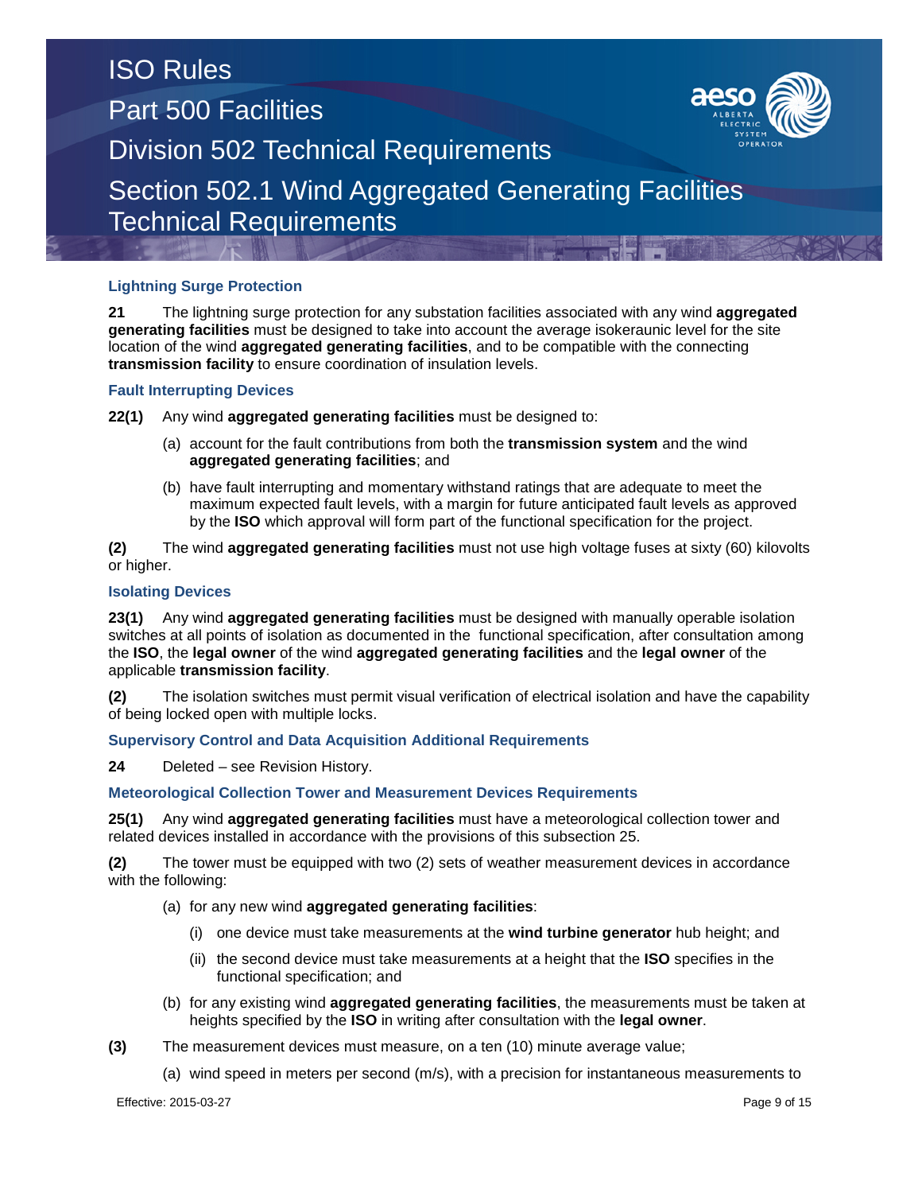### Lightning Surge Protection

**21** The lightning surge protection for any substation facilities associated with any wind **aggregated generating facilities** must be designed to take into account the average isokeraunic level for the site location of the wind **aggregated generating facilities**, and to be compatible with the connecting **transmission facility** to ensure coordination of insulation levels.

### Fault Interrupting Devices

**22(1)** Any wind **aggregated generating facilities** must be designed to:

(a) account for the fault contributions from both the **transmission system** and the wind **aggregated generating facilities**; and

(b) have fault interrupting and momentary withstand ratings that are adequate to meet the maximum expected fault levels, with a margin for future anticipated fault levels as approved by the **ISO** which approval will form part of the functional specification for the project.

**(2)** The wind **aggregated generating facilities** must not use high voltage fuses at sixty (60) kilovolts or higher.

### Isolating Devices

**23(1)** Any wind **aggregated generating facilities** must be designed with manually operable isolation switches at all points of isolation as documented in the functional specification, after consultation among the **ISO**, the **legal owner** of the wind **aggregated generating facilities** and the **legal owner** of the applicable **transmission facility**.

**(2)** The isolation switches must permit visual verification of electrical isolation and have the capability of being locked open with multiple locks.

### Supervisory Control and Data Acquisition Additional Requirements

**24** Deleted – see Revision History.

### Meteorological Collection Tower and Measurement Devices Requirements

**25(1)** Any wind **aggregated generating facilities** must have a meteorological collection tower and related devices installed in accordance with the provisions of this subsection 25.

**(2)** The tower must be equipped with two (2) sets of weather measurement devices in accordance with the following:

(a) for any new wind **aggregated generating facilities**:

(i) one device must take measurements at the **wind turbine generator** hub height; and

(ii) the second device must take measurements at a height that the **ISO** specifies in the functional specification; and

(b) for any existing wind **aggregated generating facilities**, the measurements must be taken at heights specified by the **ISO** in writing after consultation with the **legal owner**.

**(3)** The measurement devices must measure, on a ten (10) minute average value;

(a) wind speed in meters per second (m/s), with a precision for instantaneous measurements to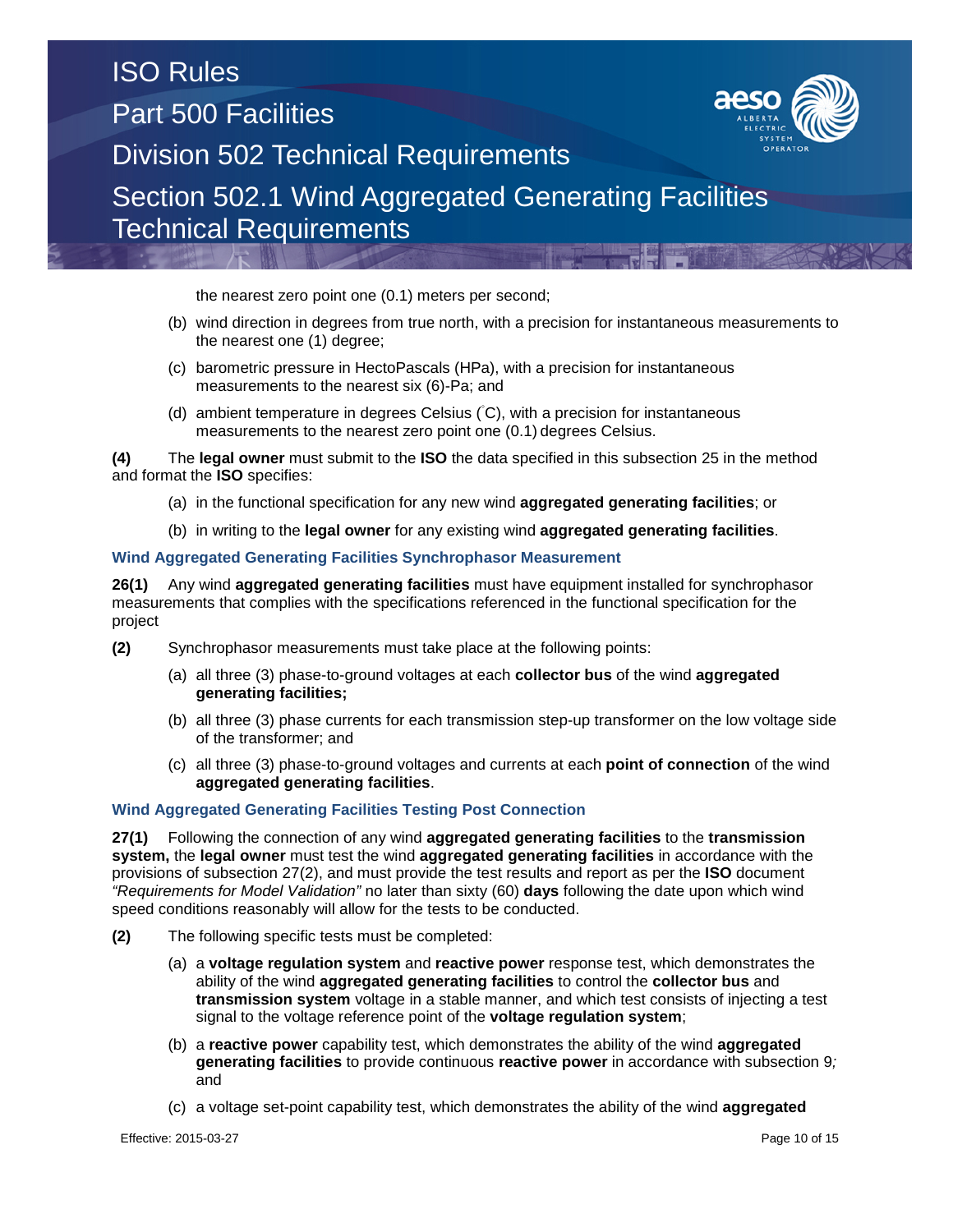the nearest zero point one (0.1) meters per second;

(b) wind direction in degrees from true north, with a precision for instantaneous measurements to the nearest one (1) degree;

(c) barometric pressure in HectoPascals (HPa), with a precision for instantaneous measurements to the nearest six (6)-Pa; and

(d) ambient temperature in degrees Celsius (°C), with a precision for instantaneous measurements to the nearest zero point one (0.1) degrees Celsius.

**(4)** The **legal owner** must submit to the **ISO** the data specified in this subsection 25 in the method and format the **ISO** specifies:

(a) in the functional specification for any new wind **aggregated generating facilities**; or

(b) in writing to the **legal owner** for any existing wind **aggregated generating facilities**.

### Wind Aggregated Generating Facilities Synchrophasor Measurement

**26(1)** Any wind **aggregated generating facilities** must have equipment installed for synchrophasor measurements that complies with the specifications referenced in the functional specification for the project

**(2)** Synchrophasor measurements must take place at the following points:

(a) all three (3) phase-to-ground voltages at each **collector bus** of the wind **aggregated generating facilities;**

(b) all three (3) phase currents for each transmission step-up transformer on the low voltage side of the transformer; and

(c) all three (3) phase-to-ground voltages and currents at each **point of connection** of the wind **aggregated generating facilities**.

### Wind Aggregated Generating Facilities Testing Post Connection

**27(1)** Following the connection of any wind **aggregated generating facilities** to the **transmission system,** the **legal owner** must test the wind **aggregated generating facilities** in accordance with the provisions of subsection 27(2), and must provide the test results and report as per the **ISO** document *"Requirements for Model Validation"* no later than sixty (60) **days** following the date upon which wind speed conditions reasonably will allow for the tests to be conducted.

**(2)** The following specific tests must be completed:

(a) a **voltage regulation system** and **reactive power** response test, which demonstrates the ability of the wind **aggregated generating facilities** to control the **collector bus** and **transmission system** voltage in a stable manner, and which test consists of injecting a test signal to the voltage reference point of the **voltage regulation system**;

(b) a **reactive power** capability test, which demonstrates the ability of the wind **aggregated generating facilities** to provide continuous **reactive power** in accordance with subsection 9*;* and

(c) a voltage set-point capability test, which demonstrates the ability of the wind **aggregated**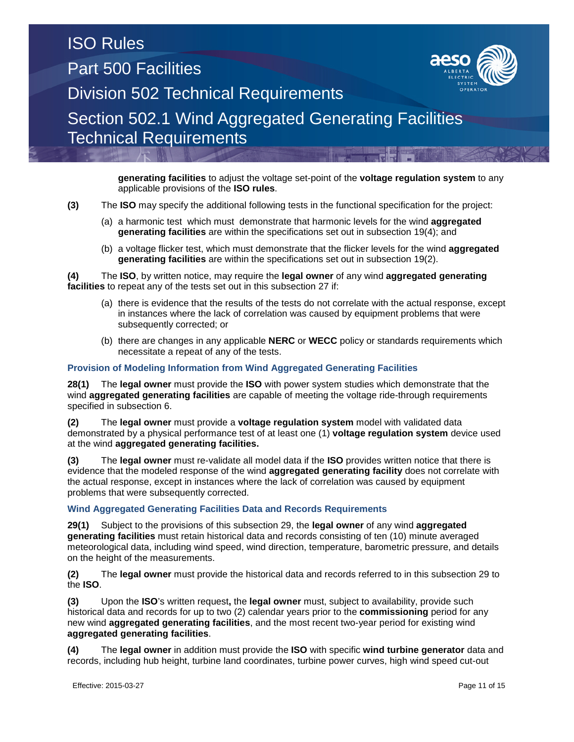**generating facilities** to adjust the voltage set-point of the **voltage regulation system** to any applicable provisions of the **ISO rules**.

**(3)** The **ISO** may specify the additional following tests in the functional specification for the project:

(a) a harmonic test which must demonstrate that harmonic levels for the wind **aggregated generating facilities** are within the specifications set out in subsection 19(4); and

(b) a voltage flicker test, which must demonstrate that the flicker levels for the wind **aggregated generating facilities** are within the specifications set out in subsection 19(2).

**(4)** The **ISO**, by written notice, may require the **legal owner** of any wind **aggregated generating facilities** to repeat any of the tests set out in this subsection 27 if:

(a) there is evidence that the results of the tests do not correlate with the actual response, except in instances where the lack of correlation was caused by equipment problems that were subsequently corrected; or

(b) there are changes in any applicable **NERC** or **WECC** policy or standards requirements which necessitate a repeat of any of the tests.

### Provision of Modeling Information from Wind Aggregated Generating Facilities

**28(1)** The **legal owner** must provide the **ISO** with power system studies which demonstrate that the wind **aggregated generating facilities** are capable of meeting the voltage ride-through requirements specified in subsection 6.

**(2)** The **legal owner** must provide a **voltage regulation system** model with validated data demonstrated by a physical performance test of at least one (1) **voltage regulation system** device used at the wind **aggregated generating facilities.**

**(3)** The **legal owner** must re-validate all model data if the **ISO** provides written notice that there is evidence that the modeled response of the wind **aggregated generating facility** does not correlate with the actual response, except in instances where the lack of correlation was caused by equipment problems that were subsequently corrected.

### Wind Aggregated Generating Facilities Data and Records Requirements

**29(1)** Subject to the provisions of this subsection 29, the **legal owner** of any wind **aggregated generating facilities** must retain historical data and records consisting of ten (10) minute averaged meteorological data, including wind speed, wind direction, temperature, barometric pressure, and details on the height of the measurements.

**(2)** The **legal owner** must provide the historical data and records referred to in this subsection 29 to the **ISO**.

**(3)** Upon the **ISO**'s written request**,** the **legal owner** must, subject to availability, provide such historical data and records for up to two (2) calendar years prior to the **commissioning** period for any new wind **aggregated generating facilities**, and the most recent two-year period for existing wind **aggregated generating facilities**.

**(4)** The **legal owner** in addition must provide the **ISO** with specific **wind turbine generator** data and records, including hub height, turbine land coordinates, turbine power curves, high wind speed cut-out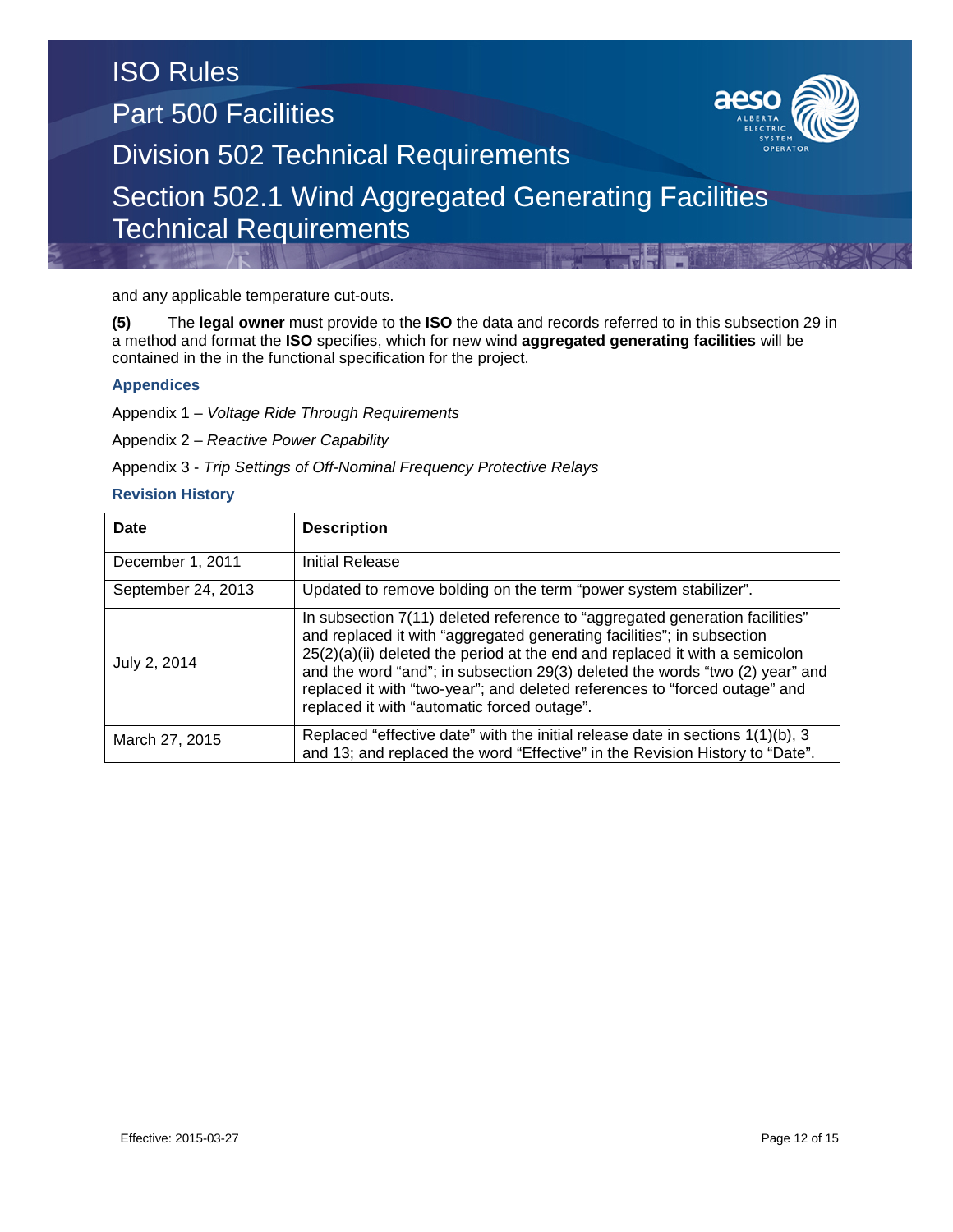and any applicable temperature cut-outs.

**(5)** The **legal owner** must provide to the **ISO** the data and records referred to in this subsection 29 in a method and format the **ISO** specifies, which for new wind **aggregated generating facilities** will be contained in the in the functional specification for the project.

### Appendices

Appendix 1 – *Voltage Ride Through Requirements*

Appendix 2 – *Reactive Power Capability*

Appendix 3 - *Trip Settings of Off-Nominal Frequency Protective Relays*

### Revision History

| Date | Description |
|---|---|
| December 1, 2011 | Initial Release |
| September 24, 2013 | Updated to remove bolding on the term "power system stabilizer". |
| July 2, 2014 | In subsection 7(11) deleted reference to "aggregated generation facilities" and replaced it with "aggregated generating facilities"; in subsection 25(2)(a)(ii) deleted the period at the end and replaced it with a semicolon and the word "and"; in subsection 29(3) deleted the words "two (2) year" and replaced it with "two-year"; and deleted references to "forced outage" and replaced it with "automatic forced outage". |
| March 27, 2015 | Replaced "effective date" with the initial release date in sections 1(1)(b), 3 and 13; and replaced the word "Effective" in the Revision History to "Date". |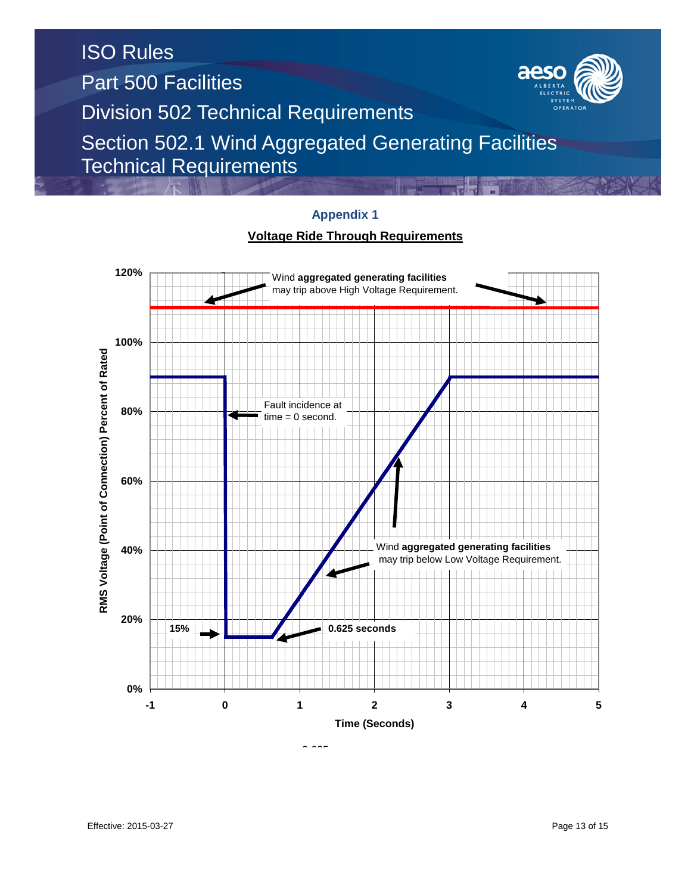## Appendix 1

**Voltage Ride Through Requirements**

120%

Wind **aggregated generating facilities** may trip above High Voltage Requirement.

100%

80%

Fault incidence at time = 0 second.

60%

40%

Wind **aggregated generating facilities** may trip below Low Voltage Requirement.

20%

**15%**

**0.625 seconds**

0%

-1 0 1 2 3 4 5

**Time (Seconds)**

**RMS Voltage (Point of Connection) Percent of Rated**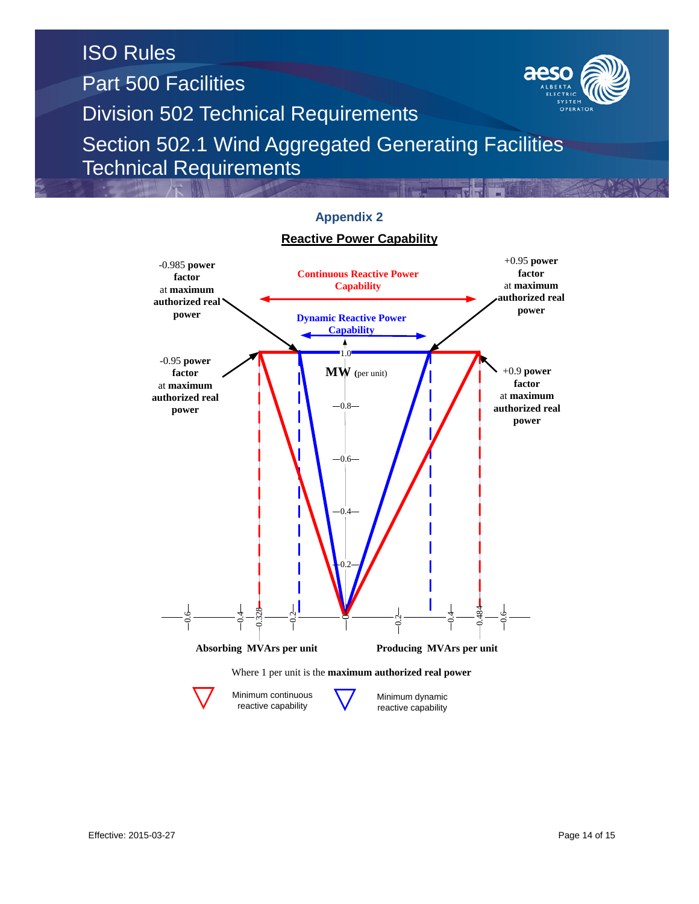## Appendix 2

### Reactive Power Capability

-0.985 **power factor** at **maximum authorized real power**

**Continuous Reactive Power Capability**

+0.95 **power factor** at **maximum authorized real power**

**Dynamic Reactive Power Capability**

-0.95 **power factor** at **maximum authorized real power**

**MW** (per unit)

+0.9 **power factor** at **maximum authorized real power**

1.0

0.8

0.6

0.4

0.2

-0.6 -0.4 -0.328 -0.2 0 0.2 0.4 0.484 0.6

**Absorbing MVArs per unit** **Producing MVArs per unit**

Where 1 per unit is the **maximum authorized real power**

Minimum continuous reactive capability

Minimum dynamic reactive capability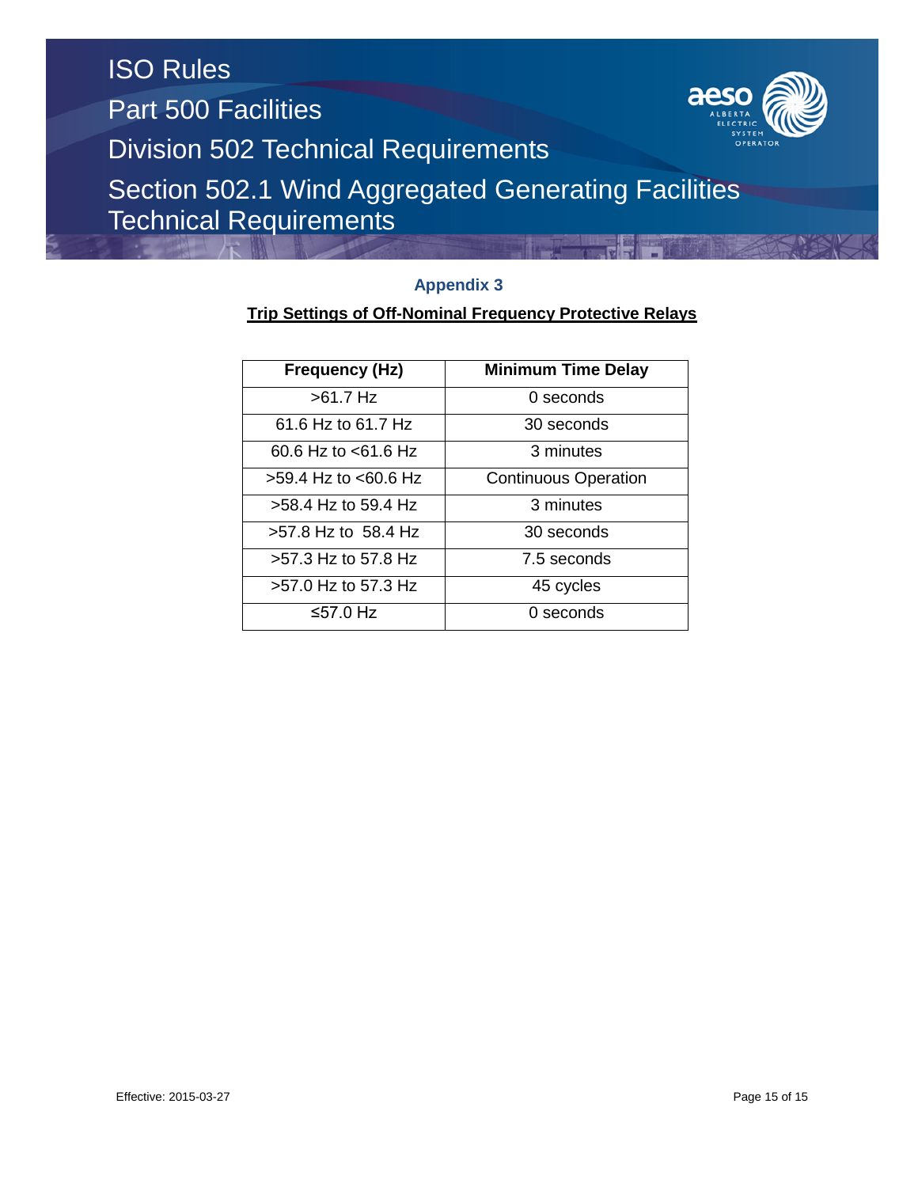## Appendix 3

**Trip Settings of Off-Nominal Frequency Protective Relays**

| Frequency (Hz) | Minimum Time Delay |
|---|---|
| >61.7 Hz | 0 seconds |
| 61.6 Hz to 61.7 Hz | 30 seconds |
| 60.6 Hz to <61.6 Hz | 3 minutes |
| >59.4 Hz to <60.6 Hz | Continuous Operation |
| >58.4 Hz to 59.4 Hz | 3 minutes |
| >57.8 Hz to 58.4 Hz | 30 seconds |
| >57.3 Hz to 57.8 Hz | 7.5 seconds |
| >57.0 Hz to 57.3 Hz | 45 cycles |
| ≤57.0 Hz | 0 seconds |

Effective: 2015-03-27